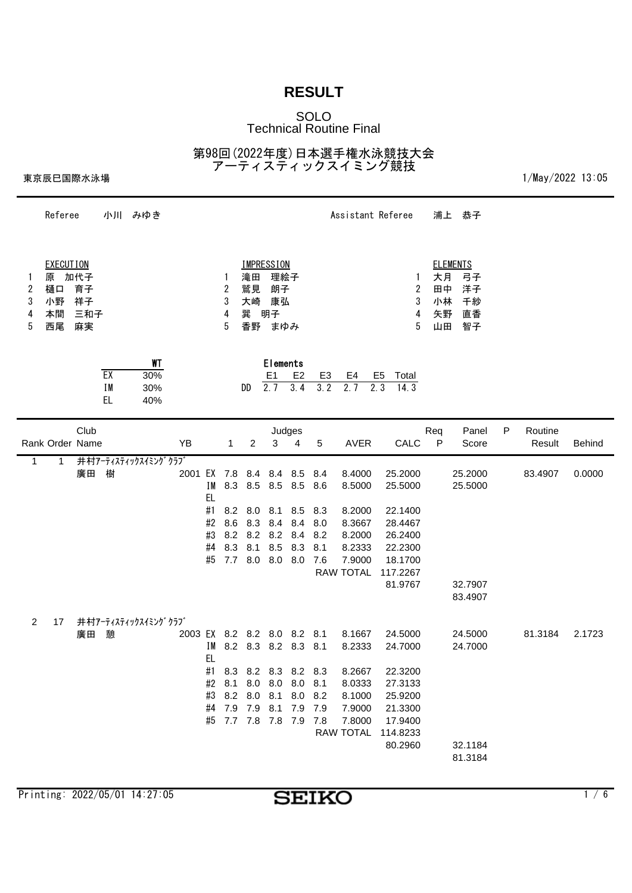# RESULT

## SOLO
## Technical Routine Final

## 第98回(2022年度)日本選手権水泳競技大会
## アーティスティックスイミング競技

東京辰巳国際水泳場　　1/May/2022 13:05

Referee　小川　みゆき　　Assistant Referee　浦上　恭子

| | EXECUTION | | IMPRESSION | | ELEMENTS |
|---|---|---|---|---|---|
| 1 | 原　加代子 | 1 | 滝田　理絵子 | 1 | 大月　弓子 |
| 2 | 樋口　育子 | 2 | 鷲見　朗子 | 2 | 田中　洋子 |
| 3 | 小野　祥子 | 3 | 大崎　康弘 | 3 | 小林　千紗 |
| 4 | 本間　三和子 | 4 | 巽　明子 | 4 | 矢野　直香 |
| 5 | 西尾　麻実 | 5 | 香野　まゆみ | 5 | 山田　智子 |

| | WT |
|---|---|
| EX | 30% |
| IM | 30% |
| EL | 40% |

| Elements | E1 | E2 | E3 | E4 | E5 | Total |
|---|---|---|---|---|---|---|
| DD | 2.7 | 3.4 | 3.2 | 2.7 | 2.3 | 14.3 |

| Rank | Order | Club / Name | YB | | 1 | 2 | 3 | 4 | 5 | AVER | CALC | Req P | Panel Score | P | Routine Result | Behind |
|---|---|---|---|---|---|---|---|---|---|---|---|---|---|---|---|---|
| 1 | 1 | 井村ｱｰﾃｨｽﾃｨｯｸｽｲﾐﾝｸﾞｸﾗﾌﾞ | | | | | | | | | | | | | | |
| | | 廣田　樹 | 2001 | EX | 7.8 | 8.4 | 8.4 | 8.5 | 8.4 | 8.4000 | 25.2000 | | 25.2000 | | 83.4907 | 0.0000 |
| | | | | IM | 8.3 | 8.5 | 8.5 | 8.5 | 8.6 | 8.5000 | 25.5000 | | 25.5000 | | | |
| | | | | EL | | | | | | | | | | | | |
| | | | | #1 | 8.2 | 8.0 | 8.1 | 8.5 | 8.3 | 8.2000 | 22.1400 | | | | | |
| | | | | #2 | 8.6 | 8.3 | 8.4 | 8.4 | 8.0 | 8.3667 | 28.4467 | | | | | |
| | | | | #3 | 8.2 | 8.2 | 8.2 | 8.4 | 8.2 | 8.2000 | 26.2400 | | | | | |
| | | | | #4 | 8.3 | 8.1 | 8.5 | 8.3 | 8.1 | 8.2333 | 22.2300 | | | | | |
| | | | | #5 | 7.7 | 8.0 | 8.0 | 8.0 | 7.6 | 7.9000 | 18.1700 | | | | | |
| | | | | | | | | | | RAW TOTAL | 117.2267 | | | | | |
| | | | | | | | | | | | 81.9767 | | 32.7907 | | | |
| | | | | | | | | | | | | | 83.4907 | | | |
| 2 | 17 | 井村ｱｰﾃｨｽﾃｨｯｸｽｲﾐﾝｸﾞｸﾗﾌﾞ | | | | | | | | | | | | | | |
| | | 廣田　憩 | 2003 | EX | 8.2 | 8.2 | 8.0 | 8.2 | 8.1 | 8.1667 | 24.5000 | | 24.5000 | | 81.3184 | 2.1723 |
| | | | | IM | 8.2 | 8.3 | 8.2 | 8.3 | 8.1 | 8.2333 | 24.7000 | | 24.7000 | | | |
| | | | | EL | | | | | | | | | | | | |
| | | | | #1 | 8.3 | 8.2 | 8.3 | 8.2 | 8.3 | 8.2667 | 22.3200 | | | | | |
| | | | | #2 | 8.1 | 8.0 | 8.0 | 8.0 | 8.1 | 8.0333 | 27.3133 | | | | | |
| | | | | #3 | 8.2 | 8.0 | 8.1 | 8.0 | 8.2 | 8.1000 | 25.9200 | | | | | |
| | | | | #4 | 7.9 | 7.9 | 8.1 | 7.9 | 7.9 | 7.9000 | 21.3300 | | | | | |
| | | | | #5 | 7.7 | 7.8 | 7.8 | 7.9 | 7.8 | 7.8000 | 17.9400 | | | | | |
| | | | | | | | | | | RAW TOTAL | 114.8233 | | | | | |
| | | | | | | | | | | | 80.2960 | | 32.1184 | | | |
| | | | | | | | | | | | | | 81.3184 | | | |

Printing: 2022/05/01 14:27:05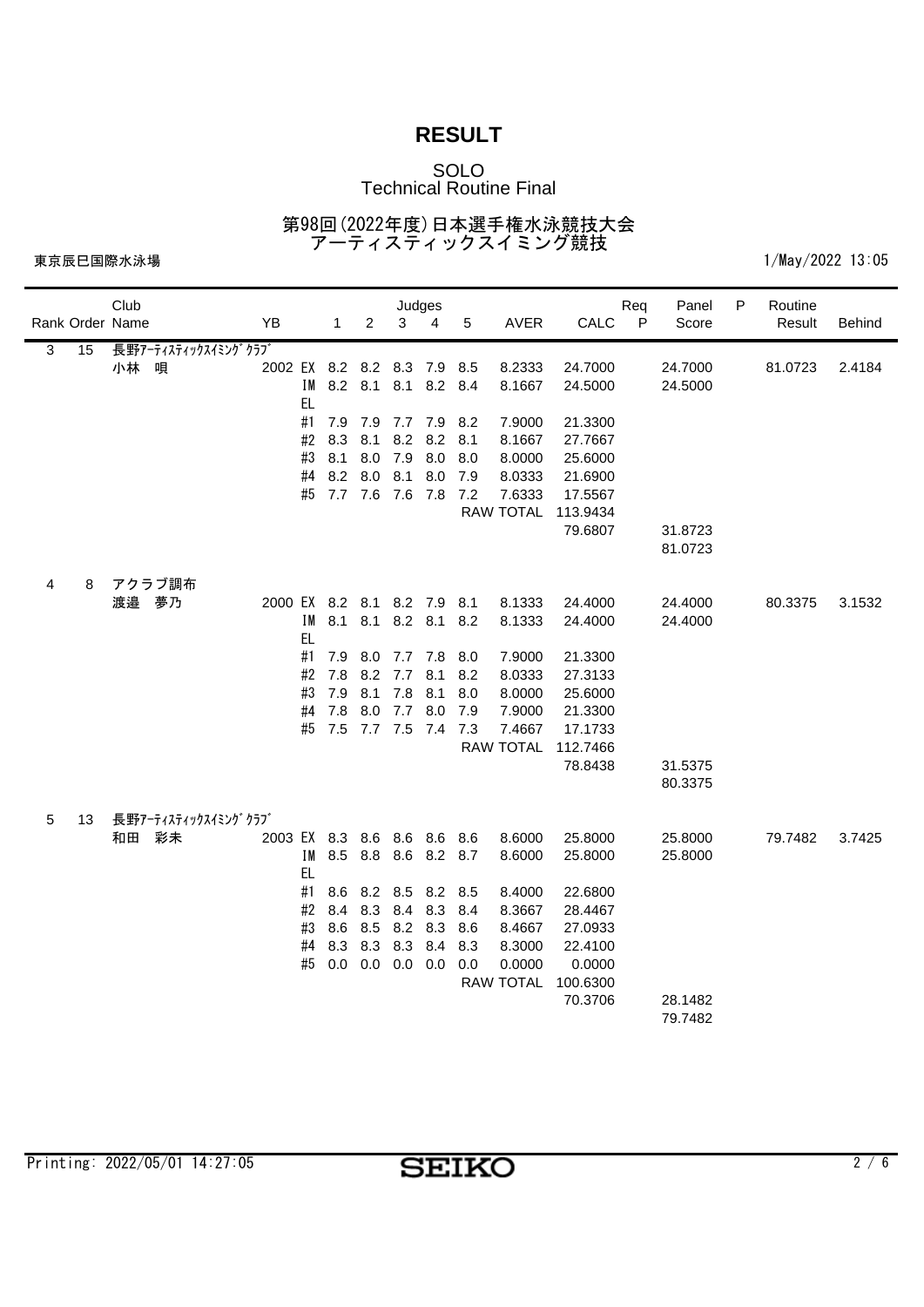# RESULT

SOLO
Technical Routine Final

第98回(2022年度)日本選手権水泳競技大会
アーティスティックスイミング競技

東京辰巳国際水泳場 1/May/2022 13:05

| Rank | Order | Club / Name | YB | | Judges 1 | 2 | 3 | 4 | 5 | AVER | CALC | Req P | Panel Score | P | Routine Result | Behind |
|---|---|---|---|---|---|---|---|---|---|---|---|---|---|---|---|---|
| 3 | 15 | 長野ｱｰﾃｨｽﾃｨｯｸｽｲﾐﾝｸﾞｸﾗﾌﾞ | | | | | | | | | | | | | | |
| | | 小林 唄 | 2002 | EX | 8.2 | 8.2 | 8.3 | 7.9 | 8.5 | 8.2333 | 24.7000 | | 24.7000 | | 81.0723 | 2.4184 |
| | | | | IM | 8.2 | 8.1 | 8.1 | 8.2 | 8.4 | 8.1667 | 24.5000 | | 24.5000 | | | |
| | | | | EL | | | | | | | | | | | | |
| | | | | #1 | 7.9 | 7.9 | 7.7 | 7.9 | 8.2 | 7.9000 | 21.3300 | | | | | |
| | | | | #2 | 8.3 | 8.1 | 8.2 | 8.2 | 8.1 | 8.1667 | 27.7667 | | | | | |
| | | | | #3 | 8.1 | 8.0 | 7.9 | 8.0 | 8.0 | 8.0000 | 25.6000 | | | | | |
| | | | | #4 | 8.2 | 8.0 | 8.1 | 8.0 | 7.9 | 8.0333 | 21.6900 | | | | | |
| | | | | #5 | 7.7 | 7.6 | 7.6 | 7.8 | 7.2 | 7.6333 | 17.5567 | | | | | |
| | | | | | | | | | | RAW TOTAL | 113.9434 | | | | | |
| | | | | | | | | | | | 79.6807 | | 31.8723 | | | |
| | | | | | | | | | | | | | 81.0723 | | | |
| 4 | 8 | アクラブ調布 | | | | | | | | | | | | | | |
| | | 渡邉 夢乃 | 2000 | EX | 8.2 | 8.1 | 8.2 | 7.9 | 8.1 | 8.1333 | 24.4000 | | 24.4000 | | 80.3375 | 3.1532 |
| | | | | IM | 8.1 | 8.1 | 8.2 | 8.1 | 8.2 | 8.1333 | 24.4000 | | 24.4000 | | | |
| | | | | EL | | | | | | | | | | | | |
| | | | | #1 | 7.9 | 8.0 | 7.7 | 7.8 | 8.0 | 7.9000 | 21.3300 | | | | | |
| | | | | #2 | 7.8 | 8.2 | 7.7 | 8.1 | 8.2 | 8.0333 | 27.3133 | | | | | |
| | | | | #3 | 7.9 | 8.1 | 7.8 | 8.1 | 8.0 | 8.0000 | 25.6000 | | | | | |
| | | | | #4 | 7.8 | 8.0 | 7.7 | 8.0 | 7.9 | 7.9000 | 21.3300 | | | | | |
| | | | | #5 | 7.5 | 7.7 | 7.5 | 7.4 | 7.3 | 7.4667 | 17.1733 | | | | | |
| | | | | | | | | | | RAW TOTAL | 112.7466 | | | | | |
| | | | | | | | | | | | 78.8438 | | 31.5375 | | | |
| | | | | | | | | | | | | | 80.3375 | | | |
| 5 | 13 | 長野ｱｰﾃｨｽﾃｨｯｸｽｲﾐﾝｸﾞｸﾗﾌﾞ | | | | | | | | | | | | | | |
| | | 和田 彩未 | 2003 | EX | 8.3 | 8.6 | 8.6 | 8.6 | 8.6 | 8.6000 | 25.8000 | | 25.8000 | | 79.7482 | 3.7425 |
| | | | | IM | 8.5 | 8.8 | 8.6 | 8.2 | 8.7 | 8.6000 | 25.8000 | | 25.8000 | | | |
| | | | | EL | | | | | | | | | | | | |
| | | | | #1 | 8.6 | 8.2 | 8.5 | 8.2 | 8.5 | 8.4000 | 22.6800 | | | | | |
| | | | | #2 | 8.4 | 8.3 | 8.4 | 8.3 | 8.4 | 8.3667 | 28.4467 | | | | | |
| | | | | #3 | 8.6 | 8.5 | 8.2 | 8.3 | 8.6 | 8.4667 | 27.0933 | | | | | |
| | | | | #4 | 8.3 | 8.3 | 8.3 | 8.4 | 8.3 | 8.3000 | 22.4100 | | | | | |
| | | | | #5 | 0.0 | 0.0 | 0.0 | 0.0 | 0.0 | 0.0000 | 0.0000 | | | | | |
| | | | | | | | | | | RAW TOTAL | 100.6300 | | | | | |
| | | | | | | | | | | | 70.3706 | | 28.1482 | | | |
| | | | | | | | | | | | | | 79.7482 | | | |

Printing: 2022/05/01 14:27:05

SEIKO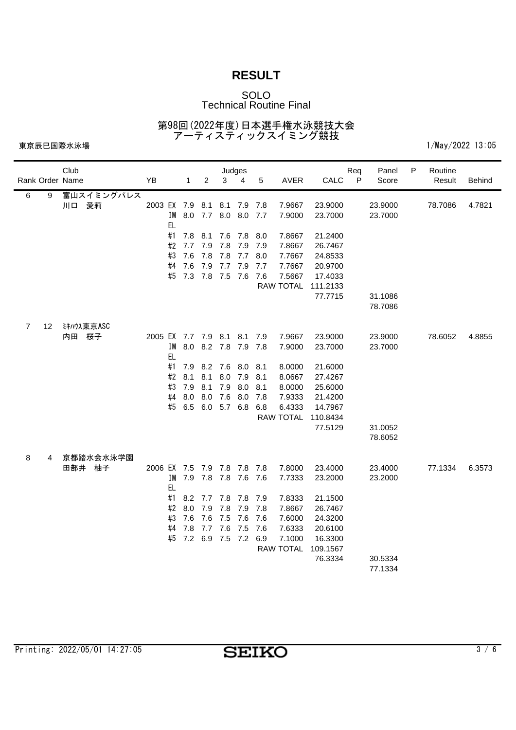# RESULT

SOLO
Technical Routine Final

第98回(2022年度)日本選手権水泳競技大会
アーティスティックスイミング競技

東京辰巳国際水泳場　　1/May/2022 13:05

| Rank | Order | Club / Name | YB | | Judges 1 | 2 | 3 | 4 | 5 | AVER | CALC | Req P | Panel Score | P | Routine Result | Behind |
|---|---|---|---|---|---|---|---|---|---|---|---|---|---|---|---|---|
| 6 | 9 | 富山スイミングパレス | | | | | | | | | | | | | | |
| | | 川口　愛莉 | 2003 | EX | 7.9 | 8.1 | 8.1 | 7.9 | 7.8 | 7.9667 | 23.9000 | | 23.9000 | | 78.7086 | 4.7821 |
| | | | | IM | 8.0 | 7.7 | 8.0 | 8.0 | 7.7 | 7.9000 | 23.7000 | | 23.7000 | | | |
| | | | | EL | | | | | | | | | | | | |
| | | | | #1 | 7.8 | 8.1 | 7.6 | 7.8 | 8.0 | 7.8667 | 21.2400 | | | | | |
| | | | | #2 | 7.7 | 7.9 | 7.8 | 7.9 | 7.9 | 7.8667 | 26.7467 | | | | | |
| | | | | #3 | 7.6 | 7.8 | 7.8 | 7.7 | 8.0 | 7.7667 | 24.8533 | | | | | |
| | | | | #4 | 7.6 | 7.9 | 7.7 | 7.9 | 7.7 | 7.7667 | 20.9700 | | | | | |
| | | | | #5 | 7.3 | 7.8 | 7.5 | 7.6 | 7.6 | 7.5667 | 17.4033 | | | | | |
| | | | | | | | | | | RAW TOTAL | 111.2133 | | | | | |
| | | | | | | | | | | | 77.7715 | | 31.1086 | | | |
| | | | | | | | | | | | | | 78.7086 | | | |
| 7 | 12 | ﾐｷﾊｳｽ東京ASC | | | | | | | | | | | | | | |
| | | 内田　桜子 | 2005 | EX | 7.7 | 7.9 | 8.1 | 8.1 | 7.9 | 7.9667 | 23.9000 | | 23.9000 | | 78.6052 | 4.8855 |
| | | | | IM | 8.0 | 8.2 | 7.8 | 7.9 | 7.8 | 7.9000 | 23.7000 | | 23.7000 | | | |
| | | | | EL | | | | | | | | | | | | |
| | | | | #1 | 7.9 | 8.2 | 7.6 | 8.0 | 8.1 | 8.0000 | 21.6000 | | | | | |
| | | | | #2 | 8.1 | 8.1 | 8.0 | 7.9 | 8.1 | 8.0667 | 27.4267 | | | | | |
| | | | | #3 | 7.9 | 8.1 | 7.9 | 8.0 | 8.1 | 8.0000 | 25.6000 | | | | | |
| | | | | #4 | 8.0 | 8.0 | 7.6 | 8.0 | 7.8 | 7.9333 | 21.4200 | | | | | |
| | | | | #5 | 6.5 | 6.0 | 5.7 | 6.8 | 6.8 | 6.4333 | 14.7967 | | | | | |
| | | | | | | | | | | RAW TOTAL | 110.8434 | | | | | |
| | | | | | | | | | | | 77.5129 | | 31.0052 | | | |
| | | | | | | | | | | | | | 78.6052 | | | |
| 8 | 4 | 京都踏水会水泳学園 | | | | | | | | | | | | | | |
| | | 田部井　柚子 | 2006 | EX | 7.5 | 7.9 | 7.8 | 7.8 | 7.8 | 7.8000 | 23.4000 | | 23.4000 | | 77.1334 | 6.3573 |
| | | | | IM | 7.9 | 7.8 | 7.8 | 7.6 | 7.6 | 7.7333 | 23.2000 | | 23.2000 | | | |
| | | | | EL | | | | | | | | | | | | |
| | | | | #1 | 8.2 | 7.7 | 7.8 | 7.8 | 7.9 | 7.8333 | 21.1500 | | | | | |
| | | | | #2 | 8.0 | 7.9 | 7.8 | 7.9 | 7.8 | 7.8667 | 26.7467 | | | | | |
| | | | | #3 | 7.6 | 7.6 | 7.5 | 7.6 | 7.6 | 7.6000 | 24.3200 | | | | | |
| | | | | #4 | 7.8 | 7.7 | 7.6 | 7.5 | 7.6 | 7.6333 | 20.6100 | | | | | |
| | | | | #5 | 7.2 | 6.9 | 7.5 | 7.2 | 6.9 | 7.1000 | 16.3300 | | | | | |
| | | | | | | | | | | RAW TOTAL | 109.1567 | | | | | |
| | | | | | | | | | | | 76.3334 | | 30.5334 | | | |
| | | | | | | | | | | | | | 77.1334 | | | |

Printing: 2022/05/01 14:27:05

SEIKO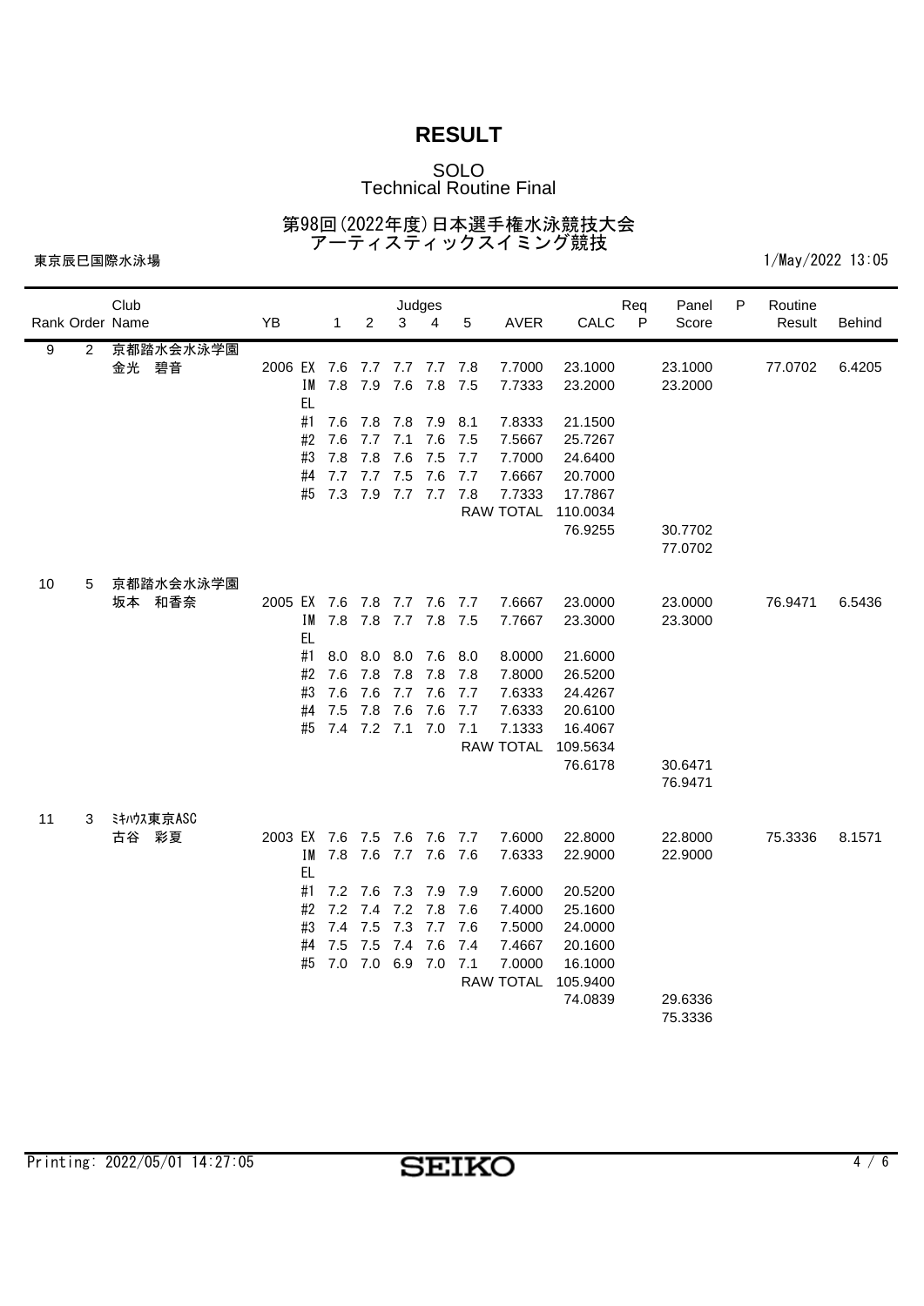# RESULT

SOLO
Technical Routine Final

第98回(2022年度)日本選手権水泳競技大会
アーティスティックスイミング競技

東京辰巳国際水泳場

1/May/2022 13:05

| Rank | Order | Club / Name | YB | | Judges 1 | 2 | 3 | 4 | 5 | AVER | CALC | Req P | Panel Score | P | Routine Result | Behind |
|---|---|---|---|---|---|---|---|---|---|---|---|---|---|---|---|---|
| 9 | 2 | 京都踏水会水泳学園 | | | | | | | | | | | | | | |
| | | 金光 碧音 | 2006 | EX | 7.6 | 7.7 | 7.7 | 7.7 | 7.8 | 7.7000 | 23.1000 | | 23.1000 | | 77.0702 | 6.4205 |
| | | | | IM | 7.8 | 7.9 | 7.6 | 7.8 | 7.5 | 7.7333 | 23.2000 | | 23.2000 | | | |
| | | | | EL | | | | | | | | | | | | |
| | | | | #1 | 7.6 | 7.8 | 7.8 | 7.9 | 8.1 | 7.8333 | 21.1500 | | | | | |
| | | | | #2 | 7.6 | 7.7 | 7.1 | 7.6 | 7.5 | 7.5667 | 25.7267 | | | | | |
| | | | | #3 | 7.8 | 7.8 | 7.6 | 7.5 | 7.7 | 7.7000 | 24.6400 | | | | | |
| | | | | #4 | 7.7 | 7.7 | 7.5 | 7.6 | 7.7 | 7.6667 | 20.7000 | | | | | |
| | | | | #5 | 7.3 | 7.9 | 7.7 | 7.7 | 7.8 | 7.7333 | 17.7867 | | | | | |
| | | | | | | | | | | RAW TOTAL | 110.0034 | | | | | |
| | | | | | | | | | | | 76.9255 | | 30.7702 | | | |
| | | | | | | | | | | | | | 77.0702 | | | |
| 10 | 5 | 京都踏水会水泳学園 | | | | | | | | | | | | | | |
| | | 坂本 和香奈 | 2005 | EX | 7.6 | 7.8 | 7.7 | 7.6 | 7.7 | 7.6667 | 23.0000 | | 23.0000 | | 76.9471 | 6.5436 |
| | | | | IM | 7.8 | 7.8 | 7.7 | 7.8 | 7.5 | 7.7667 | 23.3000 | | 23.3000 | | | |
| | | | | EL | | | | | | | | | | | | |
| | | | | #1 | 8.0 | 8.0 | 8.0 | 7.6 | 8.0 | 8.0000 | 21.6000 | | | | | |
| | | | | #2 | 7.6 | 7.8 | 7.8 | 7.8 | 7.8 | 7.8000 | 26.5200 | | | | | |
| | | | | #3 | 7.6 | 7.6 | 7.7 | 7.6 | 7.7 | 7.6333 | 24.4267 | | | | | |
| | | | | #4 | 7.5 | 7.8 | 7.6 | 7.6 | 7.7 | 7.6333 | 20.6100 | | | | | |
| | | | | #5 | 7.4 | 7.2 | 7.1 | 7.0 | 7.1 | 7.1333 | 16.4067 | | | | | |
| | | | | | | | | | | RAW TOTAL | 109.5634 | | | | | |
| | | | | | | | | | | | 76.6178 | | 30.6471 | | | |
| | | | | | | | | | | | | | 76.9471 | | | |
| 11 | 3 | ﾐｷﾊｳｽ東京ASC | | | | | | | | | | | | | | |
| | | 古谷 彩夏 | 2003 | EX | 7.6 | 7.5 | 7.6 | 7.6 | 7.7 | 7.6000 | 22.8000 | | 22.8000 | | 75.3336 | 8.1571 |
| | | | | IM | 7.8 | 7.6 | 7.7 | 7.6 | 7.6 | 7.6333 | 22.9000 | | 22.9000 | | | |
| | | | | EL | | | | | | | | | | | | |
| | | | | #1 | 7.2 | 7.6 | 7.3 | 7.9 | 7.9 | 7.6000 | 20.5200 | | | | | |
| | | | | #2 | 7.2 | 7.4 | 7.2 | 7.8 | 7.6 | 7.4000 | 25.1600 | | | | | |
| | | | | #3 | 7.4 | 7.5 | 7.3 | 7.7 | 7.6 | 7.5000 | 24.0000 | | | | | |
| | | | | #4 | 7.5 | 7.5 | 7.4 | 7.6 | 7.4 | 7.4667 | 20.1600 | | | | | |
| | | | | #5 | 7.0 | 7.0 | 6.9 | 7.0 | 7.1 | 7.0000 | 16.1000 | | | | | |
| | | | | | | | | | | RAW TOTAL | 105.9400 | | | | | |
| | | | | | | | | | | | 74.0839 | | 29.6336 | | | |
| | | | | | | | | | | | | | 75.3336 | | | |

Printing: 2022/05/01 14:27:05

SEIKO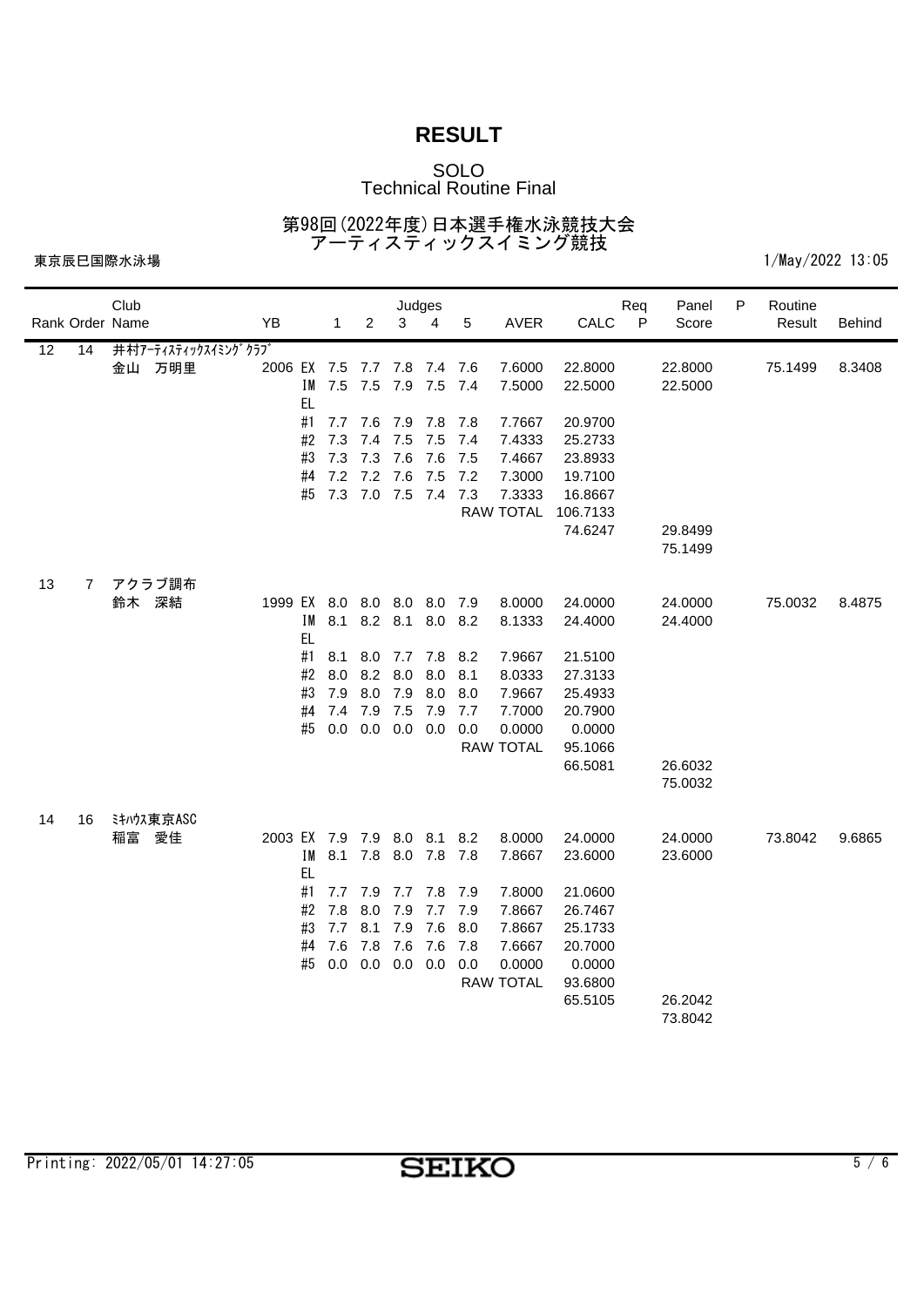# RESULT

SOLO
Technical Routine Final

第98回(2022年度)日本選手権水泳競技大会
アーティスティックスイミング競技

東京辰巳国際水泳場

1/May/2022 13:05

| Rank | Order | Club / Name | YB | | 1 | 2 | 3 | 4 | 5 | AVER | CALC | Req P | Panel Score | P | Routine Result | Behind |
|---|---|---|---|---|---|---|---|---|---|---|---|---|---|---|---|---|
| 12 | 14 | 井村ｱｰﾃｨｽﾃｨｯｸｽｲﾐﾝｸﾞｸﾗﾌﾞ | | | | | | | | | | | | | | |
| | | 金山　万明里 | 2006 | EX | 7.5 | 7.7 | 7.8 | 7.4 | 7.6 | 7.6000 | 22.8000 | | 22.8000 | | 75.1499 | 8.3408 |
| | | | | IM | 7.5 | 7.5 | 7.9 | 7.5 | 7.4 | 7.5000 | 22.5000 | | 22.5000 | | | |
| | | | | EL | | | | | | | | | | | | |
| | | | | #1 | 7.7 | 7.6 | 7.9 | 7.8 | 7.8 | 7.7667 | 20.9700 | | | | | |
| | | | | #2 | 7.3 | 7.4 | 7.5 | 7.5 | 7.4 | 7.4333 | 25.2733 | | | | | |
| | | | | #3 | 7.3 | 7.3 | 7.6 | 7.6 | 7.5 | 7.4667 | 23.8933 | | | | | |
| | | | | #4 | 7.2 | 7.2 | 7.6 | 7.5 | 7.2 | 7.3000 | 19.7100 | | | | | |
| | | | | #5 | 7.3 | 7.0 | 7.5 | 7.4 | 7.3 | 7.3333 | 16.8667 | | | | | |
| | | | | | | | | | | RAW TOTAL | 106.7133 | | | | | |
| | | | | | | | | | | | 74.6247 | | 29.8499 | | | |
| | | | | | | | | | | | | | 75.1499 | | | |
| 13 | 7 | アクラブ調布 | | | | | | | | | | | | | | |
| | | 鈴木　深結 | 1999 | EX | 8.0 | 8.0 | 8.0 | 8.0 | 7.9 | 8.0000 | 24.0000 | | 24.0000 | | 75.0032 | 8.4875 |
| | | | | IM | 8.1 | 8.2 | 8.1 | 8.0 | 8.2 | 8.1333 | 24.4000 | | 24.4000 | | | |
| | | | | EL | | | | | | | | | | | | |
| | | | | #1 | 8.1 | 8.0 | 7.7 | 7.8 | 8.2 | 7.9667 | 21.5100 | | | | | |
| | | | | #2 | 8.0 | 8.2 | 8.0 | 8.0 | 8.1 | 8.0333 | 27.3133 | | | | | |
| | | | | #3 | 7.9 | 8.0 | 7.9 | 8.0 | 8.0 | 7.9667 | 25.4933 | | | | | |
| | | | | #4 | 7.4 | 7.9 | 7.5 | 7.9 | 7.7 | 7.7000 | 20.7900 | | | | | |
| | | | | #5 | 0.0 | 0.0 | 0.0 | 0.0 | 0.0 | 0.0000 | 0.0000 | | | | | |
| | | | | | | | | | | RAW TOTAL | 95.1066 | | | | | |
| | | | | | | | | | | | 66.5081 | | 26.6032 | | | |
| | | | | | | | | | | | | | 75.0032 | | | |
| 14 | 16 | ﾐｷﾊｳｽ東京ASC | | | | | | | | | | | | | | |
| | | 稲富　愛佳 | 2003 | EX | 7.9 | 7.9 | 8.0 | 8.1 | 8.2 | 8.0000 | 24.0000 | | 24.0000 | | 73.8042 | 9.6865 |
| | | | | IM | 8.1 | 7.8 | 8.0 | 7.8 | 7.8 | 7.8667 | 23.6000 | | 23.6000 | | | |
| | | | | EL | | | | | | | | | | | | |
| | | | | #1 | 7.7 | 7.9 | 7.7 | 7.8 | 7.9 | 7.8000 | 21.0600 | | | | | |
| | | | | #2 | 7.8 | 8.0 | 7.9 | 7.7 | 7.9 | 7.8667 | 26.7467 | | | | | |
| | | | | #3 | 7.7 | 8.1 | 7.9 | 7.6 | 8.0 | 7.8667 | 25.1733 | | | | | |
| | | | | #4 | 7.6 | 7.8 | 7.6 | 7.6 | 7.8 | 7.6667 | 20.7000 | | | | | |
| | | | | #5 | 0.0 | 0.0 | 0.0 | 0.0 | 0.0 | 0.0000 | 0.0000 | | | | | |
| | | | | | | | | | | RAW TOTAL | 93.6800 | | | | | |
| | | | | | | | | | | | 65.5105 | | 26.2042 | | | |
| | | | | | | | | | | | | | 73.8042 | | | |

Printing: 2022/05/01 14:27:05

SEIKO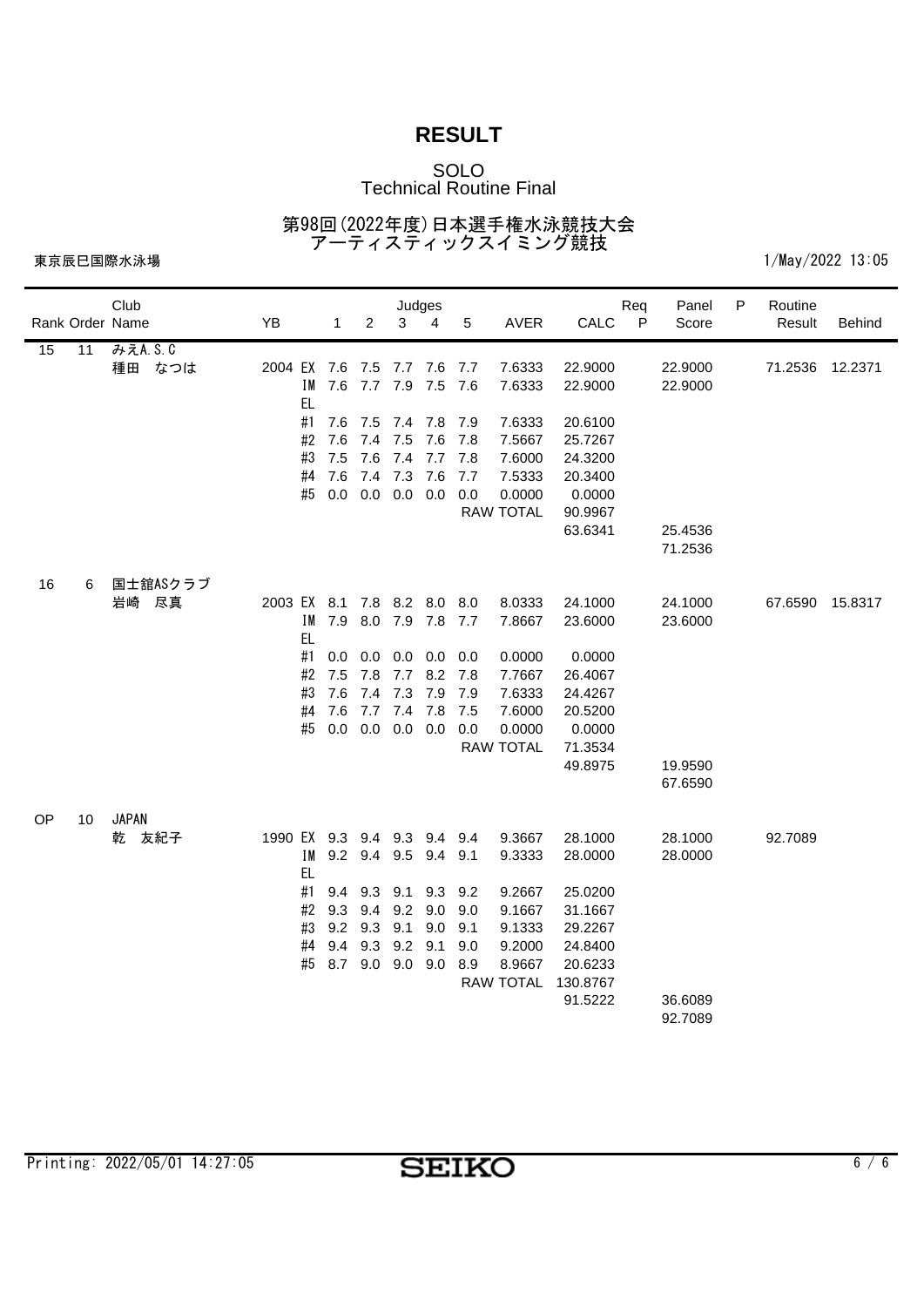# RESULT

SOLO
Technical Routine Final

第98回(2022年度)日本選手権水泳競技大会
アーティスティックスイミング競技

東京辰巳国際水泳場

1/May/2022 13:05

| Rank | Order | Club / Name | YB | | Judges 1 | 2 | 3 | 4 | 5 | AVER | CALC | Req P | Panel Score | P | Routine Result | Behind |
|---|---|---|---|---|---|---|---|---|---|---|---|---|---|---|---|---|
| 15 | 11 | みえA.S.C | | | | | | | | | | | | | | |
| | | 種田　なつは | 2004 | EX | 7.6 | 7.5 | 7.7 | 7.6 | 7.7 | 7.6333 | 22.9000 | | 22.9000 | | 71.2536 | 12.2371 |
| | | | | IM | 7.6 | 7.7 | 7.9 | 7.5 | 7.6 | 7.6333 | 22.9000 | | 22.9000 | | | |
| | | | | EL | | | | | | | | | | | | |
| | | | | #1 | 7.6 | 7.5 | 7.4 | 7.8 | 7.9 | 7.6333 | 20.6100 | | | | | |
| | | | | #2 | 7.6 | 7.4 | 7.5 | 7.6 | 7.8 | 7.5667 | 25.7267 | | | | | |
| | | | | #3 | 7.5 | 7.6 | 7.4 | 7.7 | 7.8 | 7.6000 | 24.3200 | | | | | |
| | | | | #4 | 7.6 | 7.4 | 7.3 | 7.6 | 7.7 | 7.5333 | 20.3400 | | | | | |
| | | | | #5 | 0.0 | 0.0 | 0.0 | 0.0 | 0.0 | 0.0000 | 0.0000 | | | | | |
| | | | | | | | | | | RAW TOTAL | 90.9967 | | | | | |
| | | | | | | | | | | | 63.6341 | | 25.4536 | | | |
| | | | | | | | | | | | | | 71.2536 | | | |
| 16 | 6 | 国士舘ASクラブ | | | | | | | | | | | | | | |
| | | 岩崎　尽真 | 2003 | EX | 8.1 | 7.8 | 8.2 | 8.0 | 8.0 | 8.0333 | 24.1000 | | 24.1000 | | 67.6590 | 15.8317 |
| | | | | IM | 7.9 | 8.0 | 7.9 | 7.8 | 7.7 | 7.8667 | 23.6000 | | 23.6000 | | | |
| | | | | EL | | | | | | | | | | | | |
| | | | | #1 | 0.0 | 0.0 | 0.0 | 0.0 | 0.0 | 0.0000 | 0.0000 | | | | | |
| | | | | #2 | 7.5 | 7.8 | 7.7 | 8.2 | 7.8 | 7.7667 | 26.4067 | | | | | |
| | | | | #3 | 7.6 | 7.4 | 7.3 | 7.9 | 7.9 | 7.6333 | 24.4267 | | | | | |
| | | | | #4 | 7.6 | 7.7 | 7.4 | 7.8 | 7.5 | 7.6000 | 20.5200 | | | | | |
| | | | | #5 | 0.0 | 0.0 | 0.0 | 0.0 | 0.0 | 0.0000 | 0.0000 | | | | | |
| | | | | | | | | | | RAW TOTAL | 71.3534 | | | | | |
| | | | | | | | | | | | 49.8975 | | 19.9590 | | | |
| | | | | | | | | | | | | | 67.6590 | | | |
| OP | 10 | JAPAN | | | | | | | | | | | | | | |
| | | 乾　友紀子 | 1990 | EX | 9.3 | 9.4 | 9.3 | 9.4 | 9.4 | 9.3667 | 28.1000 | | 28.1000 | | 92.7089 | |
| | | | | IM | 9.2 | 9.4 | 9.5 | 9.4 | 9.1 | 9.3333 | 28.0000 | | 28.0000 | | | |
| | | | | EL | | | | | | | | | | | | |
| | | | | #1 | 9.4 | 9.3 | 9.1 | 9.3 | 9.2 | 9.2667 | 25.0200 | | | | | |
| | | | | #2 | 9.3 | 9.4 | 9.2 | 9.0 | 9.0 | 9.1667 | 31.1667 | | | | | |
| | | | | #3 | 9.2 | 9.3 | 9.1 | 9.0 | 9.1 | 9.1333 | 29.2267 | | | | | |
| | | | | #4 | 9.4 | 9.3 | 9.2 | 9.1 | 9.0 | 9.2000 | 24.8400 | | | | | |
| | | | | #5 | 8.7 | 9.0 | 9.0 | 9.0 | 8.9 | 8.9667 | 20.6233 | | | | | |
| | | | | | | | | | | RAW TOTAL | 130.8767 | | | | | |
| | | | | | | | | | | | 91.5222 | | 36.6089 | | | |
| | | | | | | | | | | | | | 92.7089 | | | |

Printing: 2022/05/01 14:27:05

SEIKO